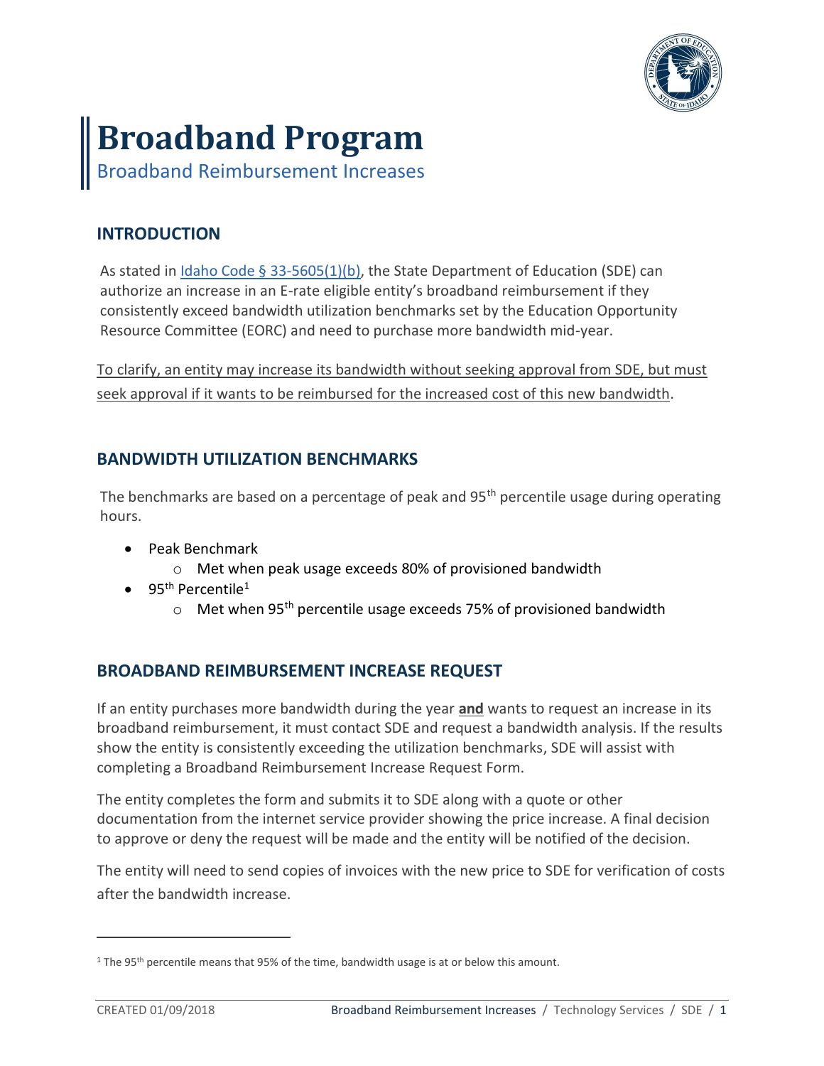# Broadband Program

Broadband Reimbursement Increases

## INTRODUCTION

As stated in [Idaho Code § 33-5605(1)(b)](), the State Department of Education (SDE) can authorize an increase in an E-rate eligible entity's broadband reimbursement if they consistently exceed bandwidth utilization benchmarks set by the Education Opportunity Resource Committee (EORC) and need to purchase more bandwidth mid-year.

<u>To clarify, an entity may increase its bandwidth without seeking approval from SDE, but must seek approval if it wants to be reimbursed for the increased cost of this new bandwidth</u>.

## BANDWIDTH UTILIZATION BENCHMARKS

The benchmarks are based on a percentage of peak and 95th percentile usage during operating hours.

- Peak Benchmark
  - Met when peak usage exceeds 80% of provisioned bandwidth
- 95th Percentile[1]
  - Met when 95th percentile usage exceeds 75% of provisioned bandwidth

## BROADBAND REIMBURSEMENT INCREASE REQUEST

If an entity purchases more bandwidth during the year **<u>and</u>** wants to request an increase in its broadband reimbursement, it must contact SDE and request a bandwidth analysis. If the results show the entity is consistently exceeding the utilization benchmarks, SDE will assist with completing a Broadband Reimbursement Increase Request Form.

The entity completes the form and submits it to SDE along with a quote or other documentation from the internet service provider showing the price increase. A final decision to approve or deny the request will be made and the entity will be notified of the decision.

The entity will need to send copies of invoices with the new price to SDE for verification of costs after the bandwidth increase.

---

[1] The 95th percentile means that 95% of the time, bandwidth usage is at or below this amount.

CREATED 01/09/2018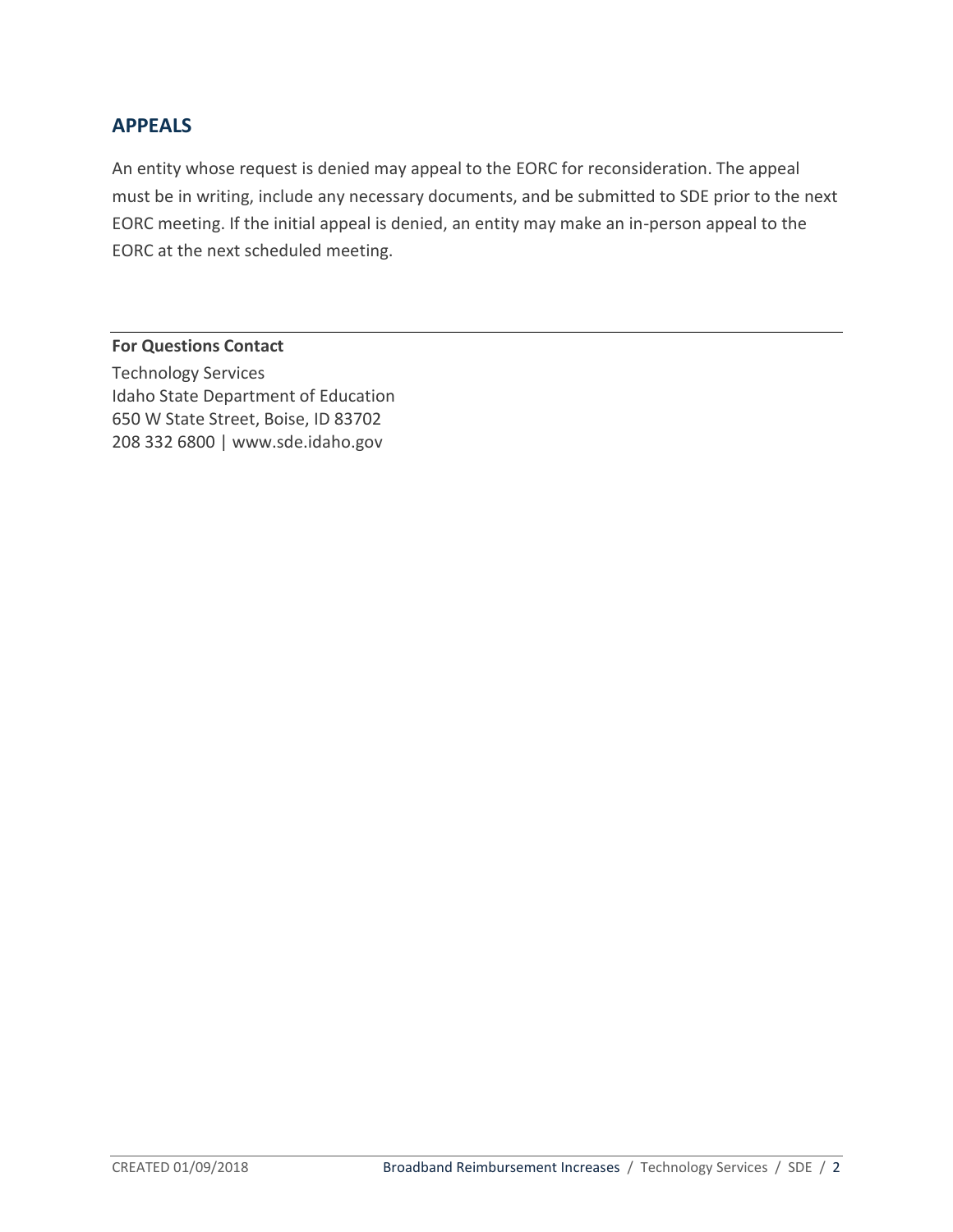## APPEALS

An entity whose request is denied may appeal to the EORC for reconsideration. The appeal must be in writing, include any necessary documents, and be submitted to SDE prior to the next EORC meeting. If the initial appeal is denied, an entity may make an in-person appeal to the EORC at the next scheduled meeting.

---

**For Questions Contact**

Technology Services
Idaho State Department of Education
650 W State Street, Boise, ID 83702
208 332 6800 | www.sde.idaho.gov